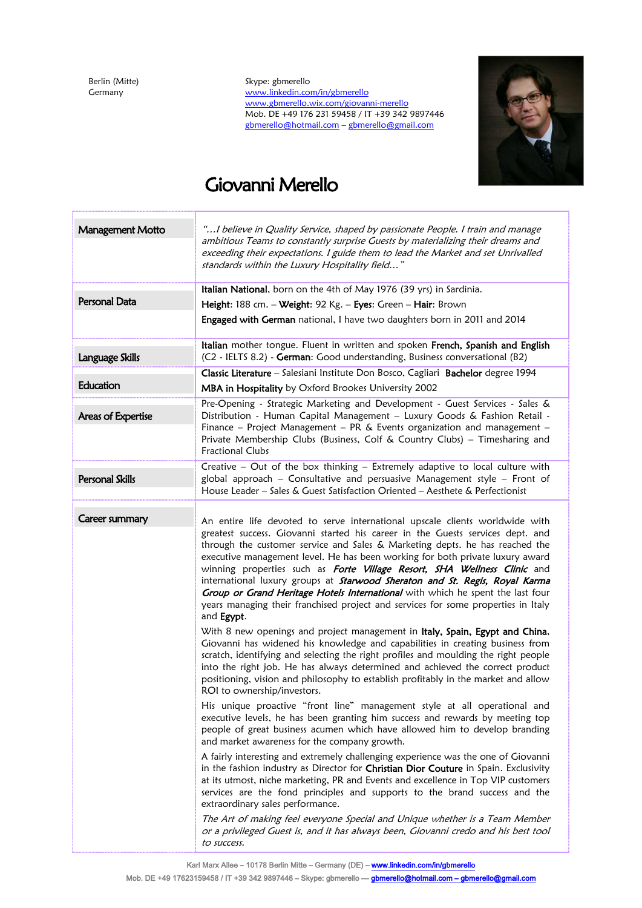Berlin (Mitte)
Germany

Skype: gbmerello
www.linkedin.com/in/gbmerello
www.gbmerello.wix.com/giovanni-merello
Mob. DE +49 176 231 59458 / IT +39 342 9897446
gbmerello@hotmail.com – gbmerello@gmail.com

# Giovanni Merello

| | |
|---|---|
| **Management Motto** | *"…I believe in Quality Service, shaped by passionate People. I train and manage ambitious Teams to constantly surprise Guests by materializing their dreams and exceeding their expectations. I guide them to lead the Market and set Unrivalled standards within the Luxury Hospitality field…"* |
| **Personal Data** | **Italian National**, born on the 4th of May 1976 (39 yrs) in Sardinia.<br>**Height**: 188 cm. – **Weight**: 92 Kg. – **Eyes**: Green – **Hair**: Brown<br>**Engaged with German** national, I have two daughters born in 2011 and 2014 |
| **Language Skills** | **Italian** mother tongue. Fluent in written and spoken **French, Spanish and English** (C2 - IELTS 8.2) - **German**: Good understanding, Business conversational (B2) |
| **Education** | **Classic Literature** – Salesiani Institute Don Bosco, Cagliari **Bachelor** degree 1994<br>**MBA in Hospitality** by Oxford Brookes University 2002 |
| **Areas of Expertise** | Pre-Opening - Strategic Marketing and Development - Guest Services - Sales & Distribution - Human Capital Management – Luxury Goods & Fashion Retail - Finance – Project Management – PR & Events organization and management – Private Membership Clubs (Business, Colf & Country Clubs) – Timesharing and Fractional Clubs |
| **Personal Skills** | Creative – Out of the box thinking – Extremely adaptive to local culture with global approach – Consultative and persuasive Management style – Front of House Leader – Sales & Guest Satisfaction Oriented – Aesthete & Perfectionist |

## Career summary

An entire life devoted to serve international upscale clients worldwide with greatest success. Giovanni started his career in the Guests services dept. and through the customer service and Sales & Marketing depts. he has reached the executive management level. He has been working for both private luxury award winning properties such as ***Forte Village Resort, SHA Wellness Clinic*** and international luxury groups at ***Starwood Sheraton and St. Regis, Royal Karma Group or Grand Heritage Hotels International*** with which he spent the last four years managing their franchised project and services for some properties in Italy and **Egypt**.

With 8 new openings and project management in **Italy, Spain, Egypt and China**, Giovanni has widened his knowledge and capabilities in creating business from scratch, identifying and selecting the right profiles and moulding the right people into the right job. He has always determined and achieved the correct product positioning, vision and philosophy to establish profitably in the market and allow ROI to ownership/investors.

His unique proactive "front line" management style at all operational and executive levels, he has been granting him success and rewards by meeting top people of great business acumen which have allowed him to develop branding and market awareness for the company growth.

A fairly interesting and extremely challenging experience was the one of Giovanni in the fashion industry as Director for **Christian Dior Couture** in Spain. Exclusivity at its utmost, niche marketing, PR and Events and excellence in Top VIP customers services are the fond principles and supports to the brand success and the extraordinary sales performance.

*The Art of making feel everyone Special and Unique whether is a Team Member or a privileged Guest is, and it has always been, Giovanni credo and his best tool to success.*

Karl Marx Allee – 10178 Berlin Mitte – Germany (DE) – www.linkedin.com/in/gbmerello
Mob. DE +49 17623159458 / IT +39 342 9897446 – Skype: gbmerello — gbmerello@hotmail.com – gbmerello@gmail.com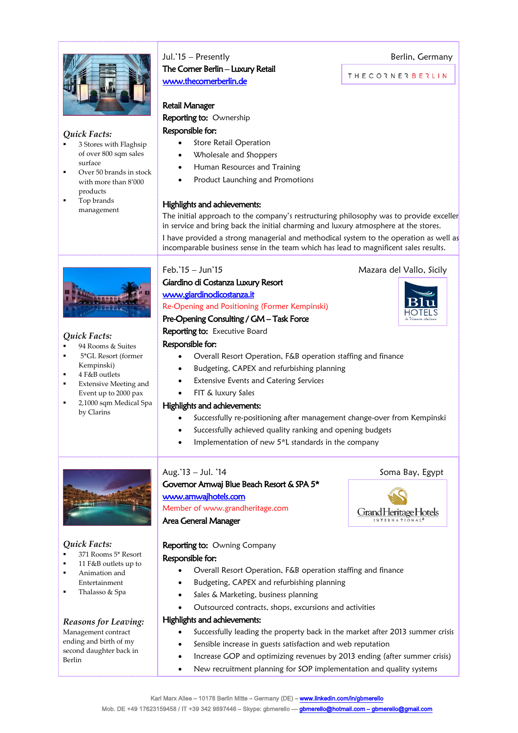Jul.'15 – Presently | Berlin, Germany

**The Corner Berlin – Luxury Retail**

[www.thecornerberlin.de](http://www.thecornerberlin.de)

THE CORNER BERLIN

*Quick Facts:*

- 3 Stores with Flagship of over 800 sqm sales surface
- Over 50 brands in stock with more than 8'000 products
- Top brands management

**Retail Manager**

**Reporting to:** Ownership

**Responsible for:**

- Store Retail Operation
- Wholesale and Shoppers
- Human Resources and Training
- Product Launching and Promotions

**Highlights and achievements:**

The initial approach to the company's restructuring philosophy was to provide excellen in service and bring back the initial charming and luxury atmosphere at the stores.

I have provided a strong managerial and methodical system to the operation as well as incomparable business sense in the team which has lead to magnificent sales results.

---

Feb.'15 – Jun'15 | Mazara del Vallo, Sicily

**Giardino di Costanza Luxury Resort**

[www.giardinodicostanza.it](http://www.giardinodicostanza.it)

Re-Opening and Positioning (Former Kempinski)

Blu HOTELS

*Quick Facts:*

- 94 Rooms & Suites
- 5*GL Resort (former Kempinski)
- 4 F&B outlets
- Extensive Meeting and Event up to 2000 pax
- 2,1000 sqm Medical Spa by Clarins

**Pre-Opening Consulting / GM – Task Force**

**Reporting to:** Executive Board

**Responsible for:**

- Overall Resort Operation, F&B operation staffing and finance
- Budgeting, CAPEX and refurbishing planning
- Extensive Events and Catering Services
- FIT & luxury Sales

**Highlights and achievements:**

- Successfully re-positioning after management change-over from Kempinski
- Successfully achieved quality ranking and opening budgets
- Implementation of new 5*L standards in the company

---

Aug.'13 – Jul. '14 | Soma Bay, Egypt

**Governor Amwaj Blue Beach Resort & SPA 5***

[www.amwajhotels.com](http://www.amwajhotels.com)

Member of www.grandheritage.com

Grand Heritage Hotels INTERNATIONAL

**Area General Manager**

*Quick Facts:*

- 371 Rooms 5* Resort
- 11 F&B outlets up to
- Animation and Entertainment
- Thalasso & Spa

*Reasons for Leaving:*

Management contract ending and birth of my second daughter back in Berlin

**Reporting to:** Owning Company

**Responsible for:**

- Overall Resort Operation, F&B operation staffing and finance
- Budgeting, CAPEX and refurbishing planning
- Sales & Marketing, business planning
- Outsourced contracts, shops, excursions and activities

**Highlights and achievements:**

- Successfully leading the property back in the market after 2013 summer crisis
- Sensible increase in guests satisfaction and web reputation
- Increase GOP and optimizing revenues by 2013 ending (after summer crisis)
- New recruitment planning for SOP implementation and quality systems

Karl Marx Allee – 10178 Berlin Mitte – Germany (DE) – [www.linkedin.com/in/gbmerello](http://www.linkedin.com/in/gbmerello)

Mob. DE +49 17623159458 / IT +39 342 9897446 – Skype: gbmerello — gbmerello@hotmail.com – gbmerello@gmail.com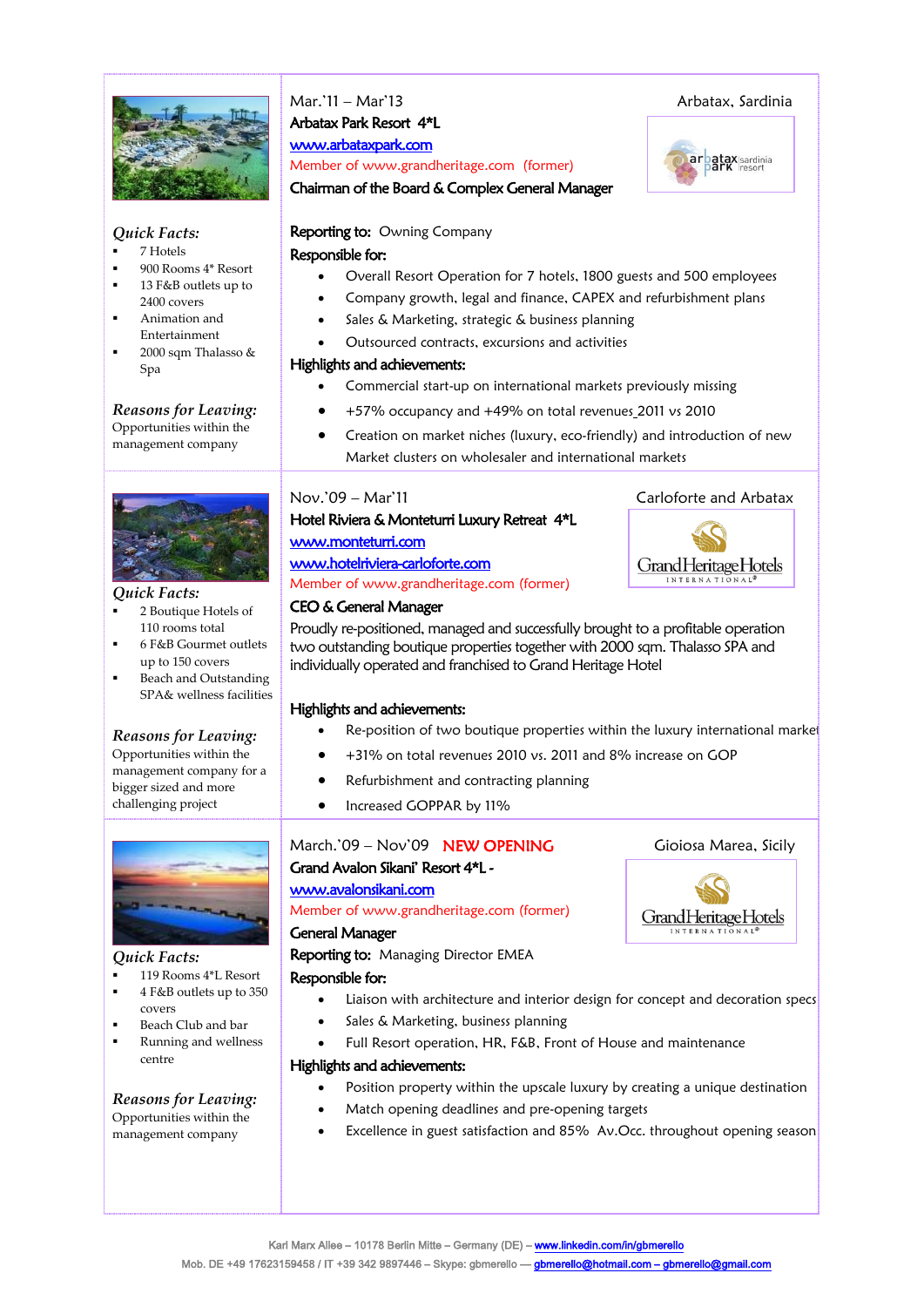Mar.'11 – Mar'13 — Arbatax, Sardinia

**Arbatax Park Resort 4*L**

www.arbataxpark.com

Member of www.grandheritage.com (former)

**Chairman of the Board & Complex General Manager**

*Quick Facts:*

- 7 Hotels
- 900 Rooms 4* Resort
- 13 F&B outlets up to 2400 covers
- Animation and Entertainment
- 2000 sqm Thalasso & Spa

*Reasons for Leaving:*
Opportunities within the management company

**Reporting to:** Owning Company

**Responsible for:**

- Overall Resort Operation for 7 hotels, 1800 guests and 500 employees
- Company growth, legal and finance, CAPEX and refurbishment plans
- Sales & Marketing, strategic & business planning
- Outsourced contracts, excursions and activities

**Highlights and achievements:**

- Commercial start-up on international markets previously missing
- +57% occupancy and +49% on total revenues 2011 vs 2010
- Creation on market niches (luxury, eco-friendly) and introduction of new Market clusters on wholesaler and international markets

---

Nov.'09 – Mar'11 — Carloforte and Arbatax

**Hotel Riviera & Monteturri Luxury Retreat 4*L**

www.monteturri.com

www.hotelriviera-carloforte.com

Member of www.grandheritage.com (former)

**CEO & General Manager**

*Quick Facts:*

- 2 Boutique Hotels of 110 rooms total
- 6 F&B Gourmet outlets up to 150 covers
- Beach and Outstanding SPA& wellness facilities

*Reasons for Leaving:*
Opportunities within the management company for a bigger sized and more challenging project

Proudly re-positioned, managed and successfully brought to a profitable operation two outstanding boutique properties together with 2000 sqm. Thalasso SPA and individually operated and franchised to Grand Heritage Hotel

**Highlights and achievements:**

- Re-position of two boutique properties within the luxury international market
- +31% on total revenues 2010 vs. 2011 and 8% increase on GOP
- Refurbishment and contracting planning
- Increased GOPPAR by 11%

---

March.'09 – Nov'09 **NEW OPENING** — Gioiosa Marea, Sicily

**Grand Avalon Sikani' Resort 4*L -**

www.avalonsikani.com

Member of www.grandheritage.com (former)

**General Manager**

*Quick Facts:*

- 119 Rooms 4*L Resort
- 4 F&B outlets up to 350 covers
- Beach Club and bar
- Running and wellness centre

*Reasons for Leaving:*
Opportunities within the management company

**Reporting to:** Managing Director EMEA

**Responsible for:**

- Liaison with architecture and interior design for concept and decoration specs
- Sales & Marketing, business planning
- Full Resort operation, HR, F&B, Front of House and maintenance

**Highlights and achievements:**

- Position property within the upscale luxury by creating a unique destination
- Match opening deadlines and pre-opening targets
- Excellence in guest satisfaction and 85% Av.Occ. throughout opening season

Karl Marx Allee – 10178 Berlin Mitte – Germany (DE) – www.linkedin.com/in/gbmerello
Mob. DE +49 17623159458 / IT +39 342 9897446 – Skype: gbmerello — gbmerello@hotmail.com – gbmerello@gmail.com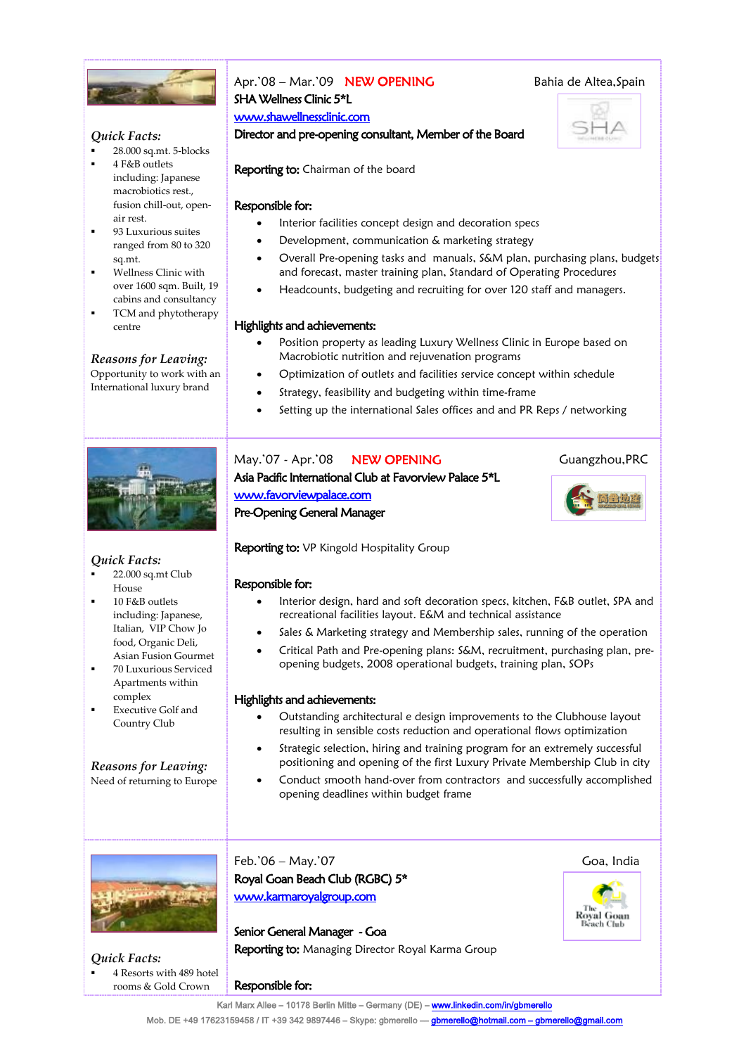Apr.'08 – Mar.'09 **NEW OPENING** Bahia de Altea,Spain

**SHA Wellness Clinic 5*L**

www.shawellnessclinic.com

**Director and pre-opening consultant, Member of the Board**

**Reporting to:** Chairman of the board

**Responsible for:**

- Interior facilities concept design and decoration specs
- Development, communication & marketing strategy
- Overall Pre-opening tasks and manuals, S&M plan, purchasing plans, budgets and forecast, master training plan, Standard of Operating Procedures
- Headcounts, budgeting and recruiting for over 120 staff and managers.

**Highlights and achievements:**

- Position property as leading Luxury Wellness Clinic in Europe based on Macrobiotic nutrition and rejuvenation programs
- Optimization of outlets and facilities service concept within schedule
- Strategy, feasibility and budgeting within time-frame
- Setting up the international Sales offices and and PR Reps / networking

*Quick Facts:*

- 28.000 sq.mt. 5-blocks
- 4 F&B outlets including: Japanese macrobiotics rest., fusion chill-out, open-air rest.
- 93 Luxurious suites ranged from 80 to 320 sq.mt.
- Wellness Clinic with over 1600 sqm. Built, 19 cabins and consultancy
- TCM and phytotherapy centre

*Reasons for Leaving:*
Opportunity to work with an International luxury brand

May.'07 - Apr.'08 **NEW OPENING** Guangzhou,PRC

**Asia Pacific International Club at Favorview Palace 5*L**

www.favorviewpalace.com

**Pre-Opening General Manager**

**Reporting to:** VP Kingold Hospitality Group

**Responsible for:**

- Interior design, hard and soft decoration specs, kitchen, F&B outlet, SPA and recreational facilities layout. E&M and technical assistance
- Sales & Marketing strategy and Membership sales, running of the operation
- Critical Path and Pre-opening plans: S&M, recruitment, purchasing plan, pre-opening budgets, 2008 operational budgets, training plan, SOPs

**Highlights and achievements:**

- Outstanding architectural e design improvements to the Clubhouse layout resulting in sensible costs reduction and operational flows optimization
- Strategic selection, hiring and training program for an extremely successful positioning and opening of the first Luxury Private Membership Club in city
- Conduct smooth hand-over from contractors and successfully accomplished opening deadlines within budget frame

*Quick Facts:*

- 22.000 sq.mt Club House
- 10 F&B outlets including: Japanese, Italian, VIP Chow Jo food, Organic Deli, Asian Fusion Gourmet
- 70 Luxurious Serviced Apartments within complex
- Executive Golf and Country Club

*Reasons for Leaving:*
Need of returning to Europe

Feb.'06 – May.'07 Goa, India

**Royal Goan Beach Club (RGBC) 5***

www.karmaroyalgroup.com

**Senior General Manager - Goa**

**Reporting to:** Managing Director Royal Karma Group

**Responsible for:**

*Quick Facts:*

- 4 Resorts with 489 hotel rooms & Gold Crown

Karl Marx Allee – 10178 Berlin Mitte – Germany (DE) – www.linkedin.com/in/gbmerello
Mob. DE +49 17623159458 / IT +39 342 9897446 – Skype: gbmerello — gbmerello@hotmail.com – gbmerello@gmail.com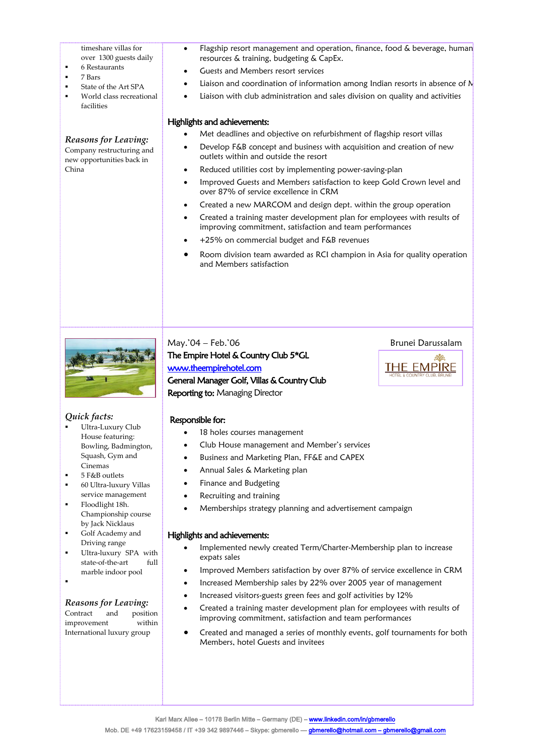timeshare villas for over 1300 guests daily

- 6 Restaurants
- 7 Bars
- State of the Art SPA
- World class recreational facilities

*Reasons for Leaving:*
Company restructuring and new opportunities back in China

- Flagship resort management and operation, finance, food & beverage, human resources & training, budgeting & CapEx.
- Guests and Members resort services
- Liaison and coordination of information among Indian resorts in absence of M
- Liaison with club administration and sales division on quality and activities

**Highlights and achievements:**

- Met deadlines and objective on refurbishment of flagship resort villas
- Develop F&B concept and business with acquisition and creation of new outlets within and outside the resort
- Reduced utilities cost by implementing power-saving-plan
- Improved Guests and Members satisfaction to keep Gold Crown level and over 87% of service excellence in CRM
- Created a new MARCOM and design dept. within the group operation
- Created a training master development plan for employees with results of improving commitment, satisfaction and team performances
- +25% on commercial budget and F&B revenues
- Room division team awarded as RCI champion in Asia for quality operation and Members satisfaction

May.'04 – Feb.'06 — Brunei Darussalam

**The Empire Hotel & Country Club 5*GL**
[www.theempirehotel.com](http://www.theempirehotel.com)
**General Manager Golf, Villas & Country Club**
**Reporting to:** Managing Director

THE EMPIRE
HOTEL & COUNTRY CLUB, BRUNEI

*Quick facts:*

- Ultra-Luxury Club House featuring: Bowling, Badmington, Squash, Gym and Cinemas
- 5 F&B outlets
- 60 Ultra-luxury Villas service management
- Floodlight 18h. Championship course by Jack Nicklaus
- Golf Academy and Driving range
- Ultra-luxury SPA with state-of-the-art full marble indoor pool

*Reasons for Leaving:*
Contract and position improvement within International luxury group

**Responsible for:**

- 18 holes courses management
- Club House management and Member's services
- Business and Marketing Plan, FF&E and CAPEX
- Annual Sales & Marketing plan
- Finance and Budgeting
- Recruiting and training
- Memberships strategy planning and advertisement campaign

**Highlights and achievements:**

- Implemented newly created Term/Charter-Membership plan to increase expats sales
- Improved Members satisfaction by over 87% of service excellence in CRM
- Increased Membership sales by 22% over 2005 year of management
- Increased visitors-guests green fees and golf activities by 12%
- Created a training master development plan for employees with results of improving commitment, satisfaction and team performances
- Created and managed a series of monthly events, golf tournaments for both Members, hotel Guests and invitees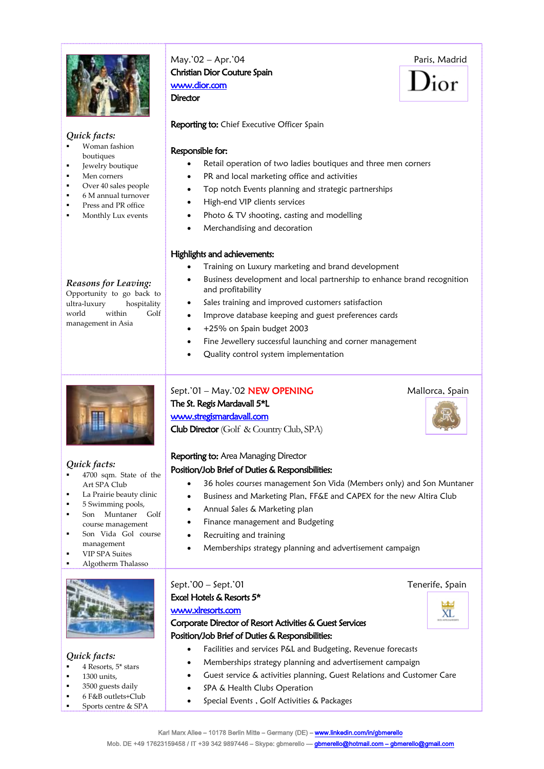## May.'02 – Apr.'04 — Paris, Madrid

**Christian Dior Couture Spain**
www.dior.com
**Director**

**Reporting to:** Chief Executive Officer Spain

**Responsible for:**

- Retail operation of two ladies boutiques and three men corners
- PR and local marketing office and activities
- Top notch Events planning and strategic partnerships
- High-end VIP clients services
- Photo & TV shooting, casting and modelling
- Merchandising and decoration

**Highlights and achievements:**

- Training on Luxury marketing and brand development
- Business development and local partnership to enhance brand recognition and profitability
- Sales training and improved customers satisfaction
- Improve database keeping and guest preferences cards
- +25% on Spain budget 2003
- Fine Jewellery successful launching and corner management
- Quality control system implementation

*Quick facts:*

- Woman fashion boutiques
- Jewelry boutique
- Men corners
- Over 40 sales people
- 6 M annual turnover
- Press and PR office
- Monthly Lux events

*Reasons for Leaving:*
Opportunity to go back to ultra-luxury hospitality world within Golf management in Asia

## Sept.'01 – May.'02 NEW OPENING — Mallorca, Spain

**The St. Regis Mardavall 5\*L**
www.stregismardavall.com
**Club Director** (Golf & Country Club, SPA)

**Reporting to:** Area Managing Director

**Position/Job Brief of Duties & Responsibilities:**

- 36 holes courses management Son Vida (Members only) and Son Muntaner
- Business and Marketing Plan, FF&E and CAPEX for the new Altira Club
- Annual Sales & Marketing plan
- Finance management and Budgeting
- Recruiting and training
- Memberships strategy planning and advertisement campaign

*Quick facts:*

- 4700 sqm. State of the Art SPA Club
- La Prairie beauty clinic
- 5 Swimming pools,
- Son Muntaner Golf course management
- Son Vida Gol course management
- VIP SPA Suites
- Algotherm Thalasso

## Sept.'00 – Sept.'01 — Tenerife, Spain

**Excel Hotels & Resorts 5\***
www.xlresorts.com
**Corporate Director of Resort Activities & Guest Services**

**Position/Job Brief of Duties & Responsibilities:**

- Facilities and services P&L and Budgeting, Revenue forecasts
- Memberships strategy planning and advertisement campaign
- Guest service & activities planning, Guest Relations and Customer Care
- SPA & Health Clubs Operation
- Special Events , Golf Activities & Packages

*Quick facts:*

- 4 Resorts, 5\* stars
- 1300 units,
- 3500 guests daily
- 6 F&B outlets+Club
- Sports centre & SPA

Karl Marx Allee – 10178 Berlin Mitte – Germany (DE) – www.linkedin.com/in/gbmerello
Mob. DE +49 17623159458 / IT +39 342 9897446 – Skype: gbmerello — gbmerello@hotmail.com – gbmerello@gmail.com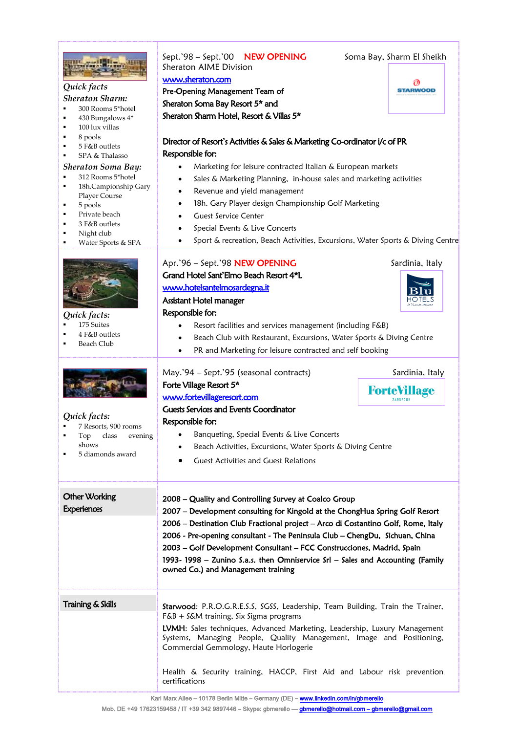*Quick facts*

*Sheraton Sharm:*

- 300 Rooms 5*hotel
- 430 Bungalows 4*
- 100 lux villas
- 8 pools
- 5 F&B outlets
- SPA & Thalasso

*Sheraton Soma Bay:*

- 312 Rooms 5*hotel
- 18h.Campionship Gary Player Course
- 5 pools
- Private beach
- 3 F&B outlets
- Night club
- Water Sports & SPA

Sept.'98 – Sept.'00 **NEW OPENING** Soma Bay, Sharm El Sheikh

Sheraton AIME Division

www.sheraton.com

**Pre-Opening Management Team of Sheraton Soma Bay Resort 5* and Sheraton Sharm Hotel, Resort & Villas 5***

**Director of Resort's Activities & Sales & Marketing Co-ordinator i/c of PR**

**Responsible for:**

- Marketing for leisure contracted Italian & European markets
- Sales & Marketing Planning, in-house sales and marketing activities
- Revenue and yield management
- 18h. Gary Player design Championship Golf Marketing
- Guest Service Center
- Special Events & Live Concerts
- Sport & recreation, Beach Activities, Excursions, Water Sports & Diving Centre

---

*Quick facts:*

- 175 Suites
- 4 F&B outlets
- Beach Club

Apr.'96 – Sept.'98 **NEW OPENING** Sardinia, Italy

**Grand Hotel Sant'Elmo Beach Resort 4*L**

www.hotelsantelmosardegna.it

**Assistant Hotel manager**

**Responsible for:**

- Resort facilities and services management (including F&B)
- Beach Club with Restaurant, Excursions, Water Sports & Diving Centre
- PR and Marketing for leisure contracted and self booking

---

*Quick facts:*

- 7 Resorts, 900 rooms
- Top class evening shows
- 5 diamonds award

May.'94 – Sept.'95 (seasonal contracts) Sardinia, Italy

**Forte Village Resort 5***

www.fortevillageresort.com

**Guests Services and Events Coordinator**

**Responsible for:**

- Banqueting, Special Events & Live Concerts
- Beach Activities, Excursions, Water Sports & Diving Centre
- Guest Activities and Guest Relations

---

## Other Working Experiences

**2008 – Quality and Controlling Survey at Coalco Group**
**2007 – Development consulting for Kingold at the ChongHua Spring Golf Resort**
**2006 – Destination Club Fractional project – Arco di Costantino Golf, Rome, Italy**
**2006 - Pre-opening consultant - The Peninsula Club – ChengDu, Sichuan, China**
**2003 – Golf Development Consultant – FCC Construcciones, Madrid, Spain**
**1993- 1998 – Zunino S.a.s. then Omniservice Srl – Sales and Accounting (Family owned Co.) and Management training**

## Training & Skills

**Starwood**: P.R.O.G.R.E.S.S, SGSS, Leadership, Team Building, Train the Trainer, F&B + S&M training, Six Sigma programs

**LVMH**: Sales techniques, Advanced Marketing, Leadership, Luxury Management Systems, Managing People, Quality Management, Image and Positioning, Commercial Gemmology, Haute Horlogerie

Health & Security training, HACCP, First Aid and Labour risk prevention certifications

Karl Marx Allee – 10178 Berlin Mitte – Germany (DE) – www.linkedin.com/in/gbmerello
Mob. DE +49 17623159458 / IT +39 342 9897446 – Skype: gbmerello — gbmerello@hotmail.com – gbmerello@gmail.com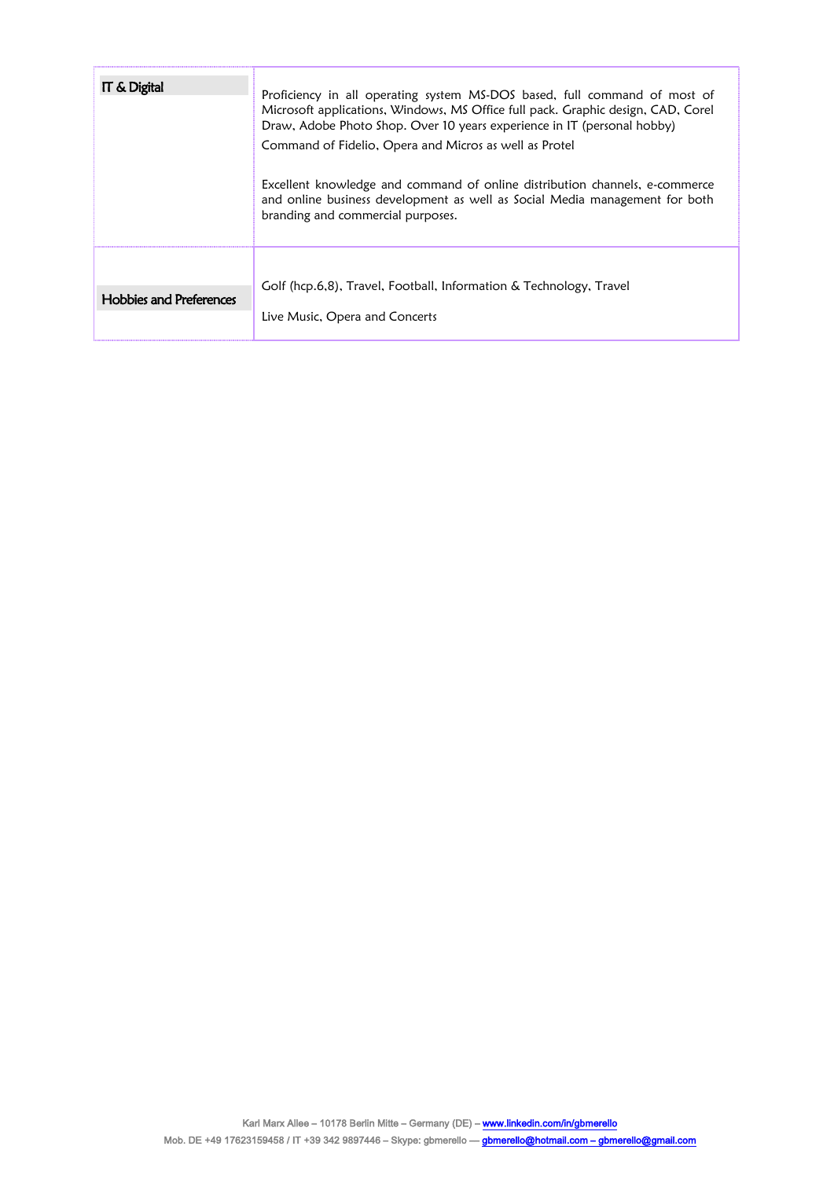| | |
|---|---|
| **IT & Digital** | Proficiency in all operating system MS-DOS based, full command of most of Microsoft applications, Windows, MS Office full pack. Graphic design, CAD, Corel Draw, Adobe Photo Shop. Over 10 years experience in IT (personal hobby)<br><br>Command of Fidelio, Opera and Micros as well as Protel<br><br>Excellent knowledge and command of online distribution channels, e-commerce and online business development as well as Social Media management for both branding and commercial purposes. |
| **Hobbies and Preferences** | Golf (hcp.6,8), Travel, Football, Information & Technology, Travel<br><br>Live Music, Opera and Concerts |

Karl Marx Allee – 10178 Berlin Mitte – Germany (DE) – www.linkedin.com/in/gbmerello

Mob. DE +49 17623159458 / IT +39 342 9897446 – Skype: gbmerello — gbmerello@hotmail.com – gbmerello@gmail.com